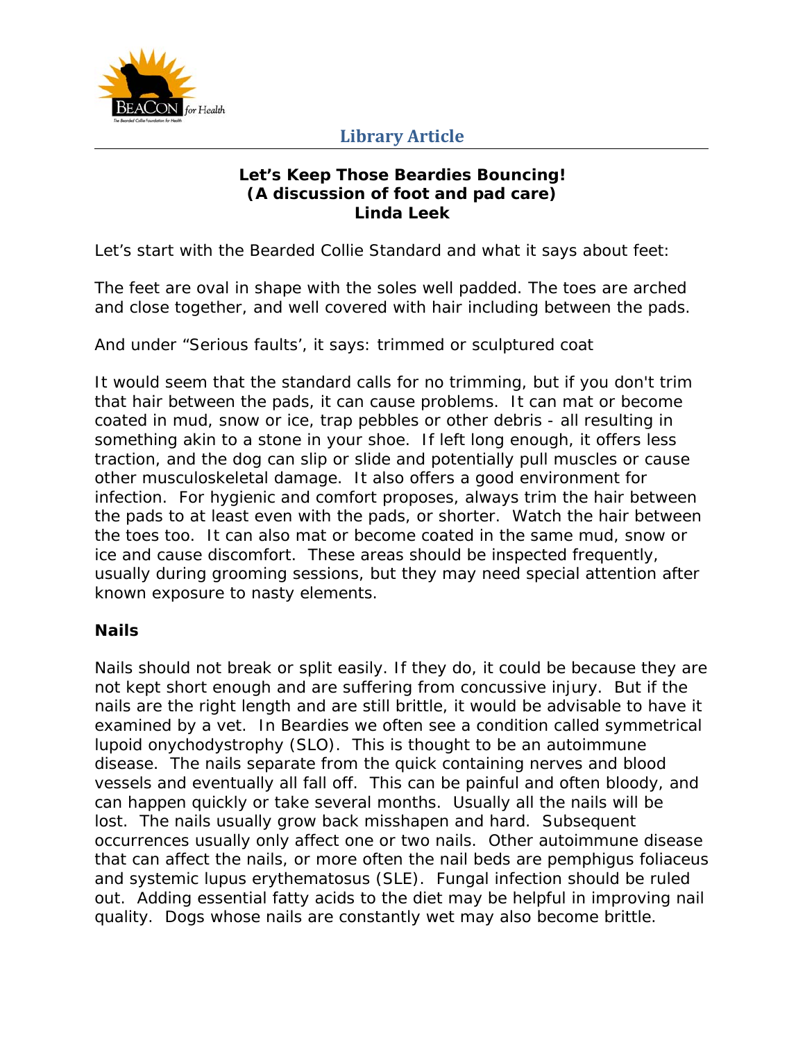Library Article

**Let's Keep Those Beardies Bouncing!**
**(A discussion of foot and pad care)**
**Linda Leek**

Let's start with the Bearded Collie Standard and what it says about feet:

The feet are oval in shape with the soles well padded. The toes are arched and close together, and well covered with hair including between the pads.

And under "Serious faults', it says: trimmed or sculptured coat

It would seem that the standard calls for no trimming, but if you don't trim that hair between the pads, it can cause problems. It can mat or become coated in mud, snow or ice, trap pebbles or other debris - all resulting in something akin to a stone in your shoe. If left long enough, it offers less traction, and the dog can slip or slide and potentially pull muscles or cause other musculoskeletal damage. It also offers a good environment for infection. For hygienic and comfort proposes, always trim the hair between the pads to at least even with the pads, or shorter. Watch the hair between the toes too. It can also mat or become coated in the same mud, snow or ice and cause discomfort. These areas should be inspected frequently, usually during grooming sessions, but they may need special attention after known exposure to nasty elements.

## Nails

Nails should not break or split easily. If they do, it could be because they are not kept short enough and are suffering from concussive injury. But if the nails are the right length and are still brittle, it would be advisable to have it examined by a vet. In Beardies we often see a condition called symmetrical lupoid onychodystrophy (SLO). This is thought to be an autoimmune disease. The nails separate from the quick containing nerves and blood vessels and eventually all fall off. This can be painful and often bloody, and can happen quickly or take several months. Usually all the nails will be lost. The nails usually grow back misshapen and hard. Subsequent occurrences usually only affect one or two nails. Other autoimmune disease that can affect the nails, or more often the nail beds are pemphigus foliaceus and systemic lupus erythematosus (SLE). Fungal infection should be ruled out. Adding essential fatty acids to the diet may be helpful in improving nail quality. Dogs whose nails are constantly wet may also become brittle.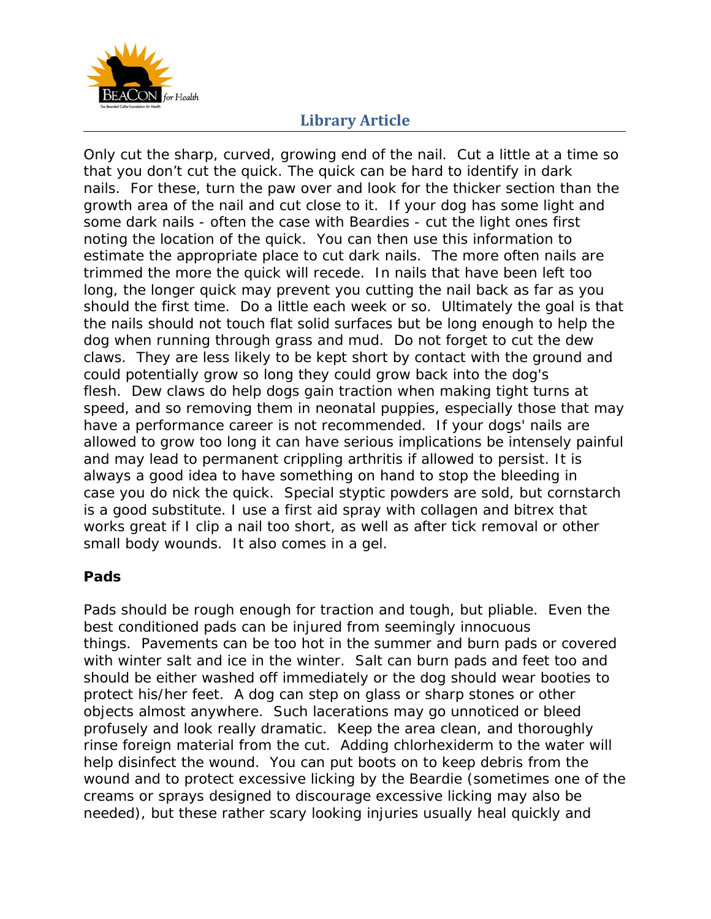Only cut the sharp, curved, growing end of the nail. Cut a little at a time so that you don't cut the quick. The quick can be hard to identify in dark nails. For these, turn the paw over and look for the thicker section than the growth area of the nail and cut close to it. If your dog has some light and some dark nails - often the case with Beardies - cut the light ones first noting the location of the quick. You can then use this information to estimate the appropriate place to cut dark nails. The more often nails are trimmed the more the quick will recede. In nails that have been left too long, the longer quick may prevent you cutting the nail back as far as you should the first time. Do a little each week or so. Ultimately the goal is that the nails should not touch flat solid surfaces but be long enough to help the dog when running through grass and mud. Do not forget to cut the dew claws. They are less likely to be kept short by contact with the ground and could potentially grow so long they could grow back into the dog's flesh. Dew claws do help dogs gain traction when making tight turns at speed, and so removing them in neonatal puppies, especially those that may have a performance career is not recommended. If your dogs' nails are allowed to grow too long it can have serious implications be intensely painful and may lead to permanent crippling arthritis if allowed to persist. It is always a good idea to have something on hand to stop the bleeding in case you do nick the quick. Special styptic powders are sold, but cornstarch is a good substitute. I use a first aid spray with collagen and bitrex that works great if I clip a nail too short, as well as after tick removal or other small body wounds. It also comes in a gel.

**Pads**

Pads should be rough enough for traction and tough, but pliable. Even the best conditioned pads can be injured from seemingly innocuous things. Pavements can be too hot in the summer and burn pads or covered with winter salt and ice in the winter. Salt can burn pads and feet too and should be either washed off immediately or the dog should wear booties to protect his/her feet. A dog can step on glass or sharp stones or other objects almost anywhere. Such lacerations may go unnoticed or bleed profusely and look really dramatic. Keep the area clean, and thoroughly rinse foreign material from the cut. Adding chlorhexiderm to the water will help disinfect the wound. You can put boots on to keep debris from the wound and to protect excessive licking by the Beardie (sometimes one of the creams or sprays designed to discourage excessive licking may also be needed), but these rather scary looking injuries usually heal quickly and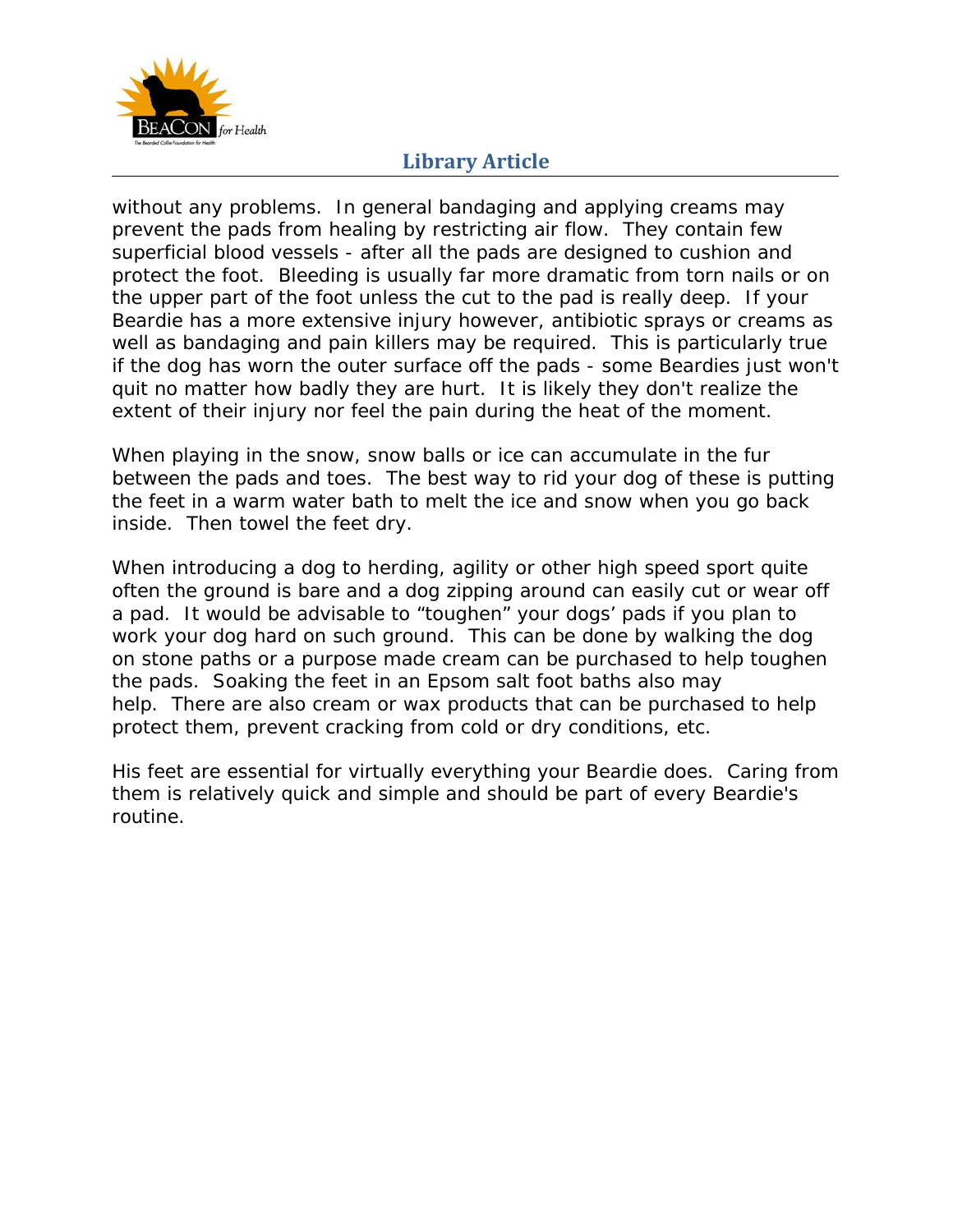without any problems. In general bandaging and applying creams may prevent the pads from healing by restricting air flow. They contain few superficial blood vessels - after all the pads are designed to cushion and protect the foot. Bleeding is usually far more dramatic from torn nails or on the upper part of the foot unless the cut to the pad is really deep. If your Beardie has a more extensive injury however, antibiotic sprays or creams as well as bandaging and pain killers may be required. This is particularly true if the dog has worn the outer surface off the pads - some Beardies just won't quit no matter how badly they are hurt. It is likely they don't realize the extent of their injury nor feel the pain during the heat of the moment.

When playing in the snow, snow balls or ice can accumulate in the fur between the pads and toes. The best way to rid your dog of these is putting the feet in a warm water bath to melt the ice and snow when you go back inside. Then towel the feet dry.

When introducing a dog to herding, agility or other high speed sport quite often the ground is bare and a dog zipping around can easily cut or wear off a pad. It would be advisable to "toughen" your dogs' pads if you plan to work your dog hard on such ground. This can be done by walking the dog on stone paths or a purpose made cream can be purchased to help toughen the pads. Soaking the feet in an Epsom salt foot baths also may help. There are also cream or wax products that can be purchased to help protect them, prevent cracking from cold or dry conditions, etc.

His feet are essential for virtually everything your Beardie does. Caring from them is relatively quick and simple and should be part of every Beardie's routine.